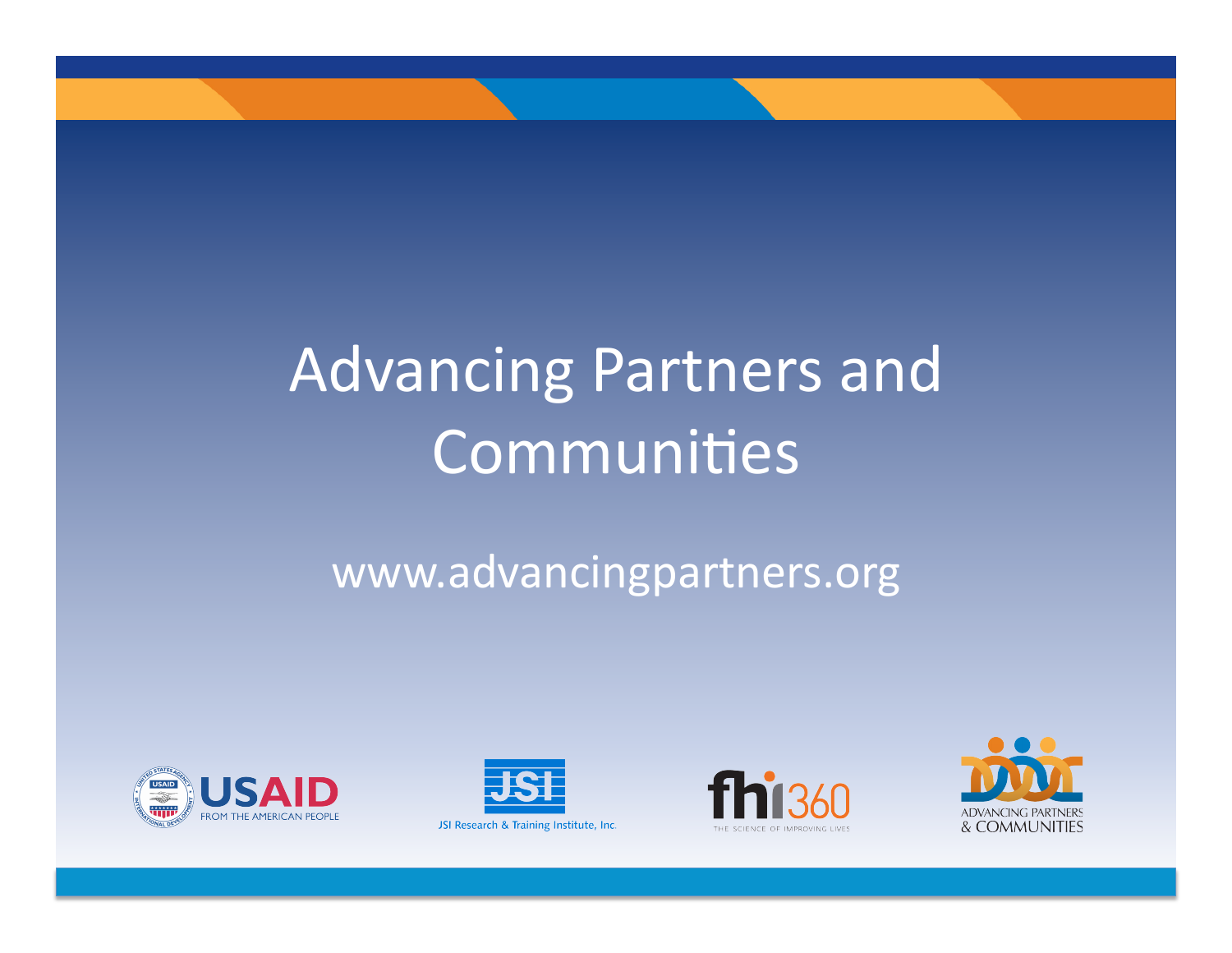# Advancing Partners and Communities

www.advancingpartners.org

USAID FROM THE AMERICAN PEOPLE

JSI Research & Training Institute, Inc.

fhi360 THE SCIENCE OF IMPROVING LIVES

ADVANCING PARTNERS & COMMUNITIES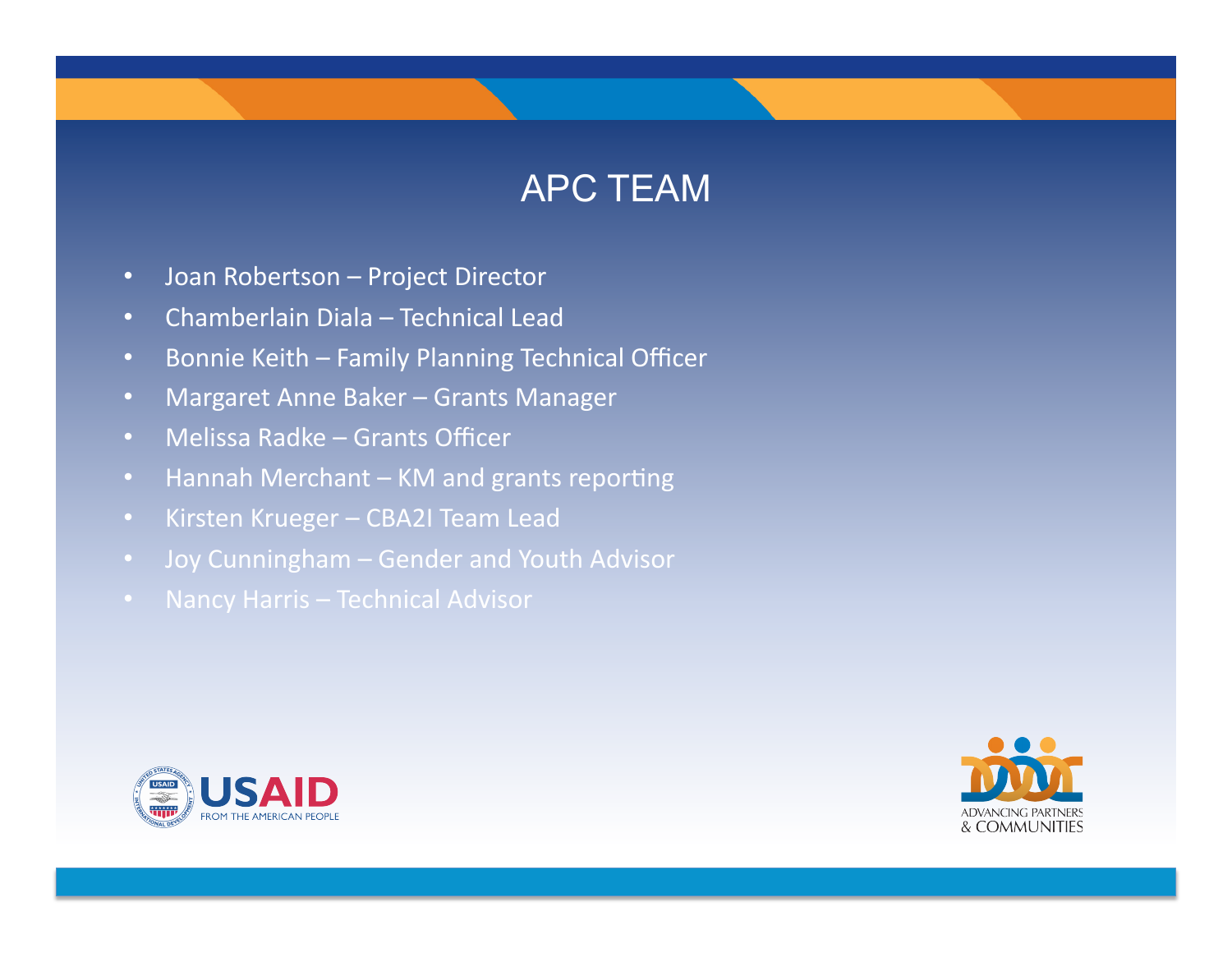# APC TEAM

- Joan Robertson – Project Director
- Chamberlain Diala – Technical Lead
- Bonnie Keith – Family Planning Technical Officer
- Margaret Anne Baker – Grants Manager
- Melissa Radke – Grants Officer
- Hannah Merchant – KM and grants reporting
- Kirsten Krueger – CBA2I Team Lead
- Joy Cunningham – Gender and Youth Advisor
- Nancy Harris – Technical Advisor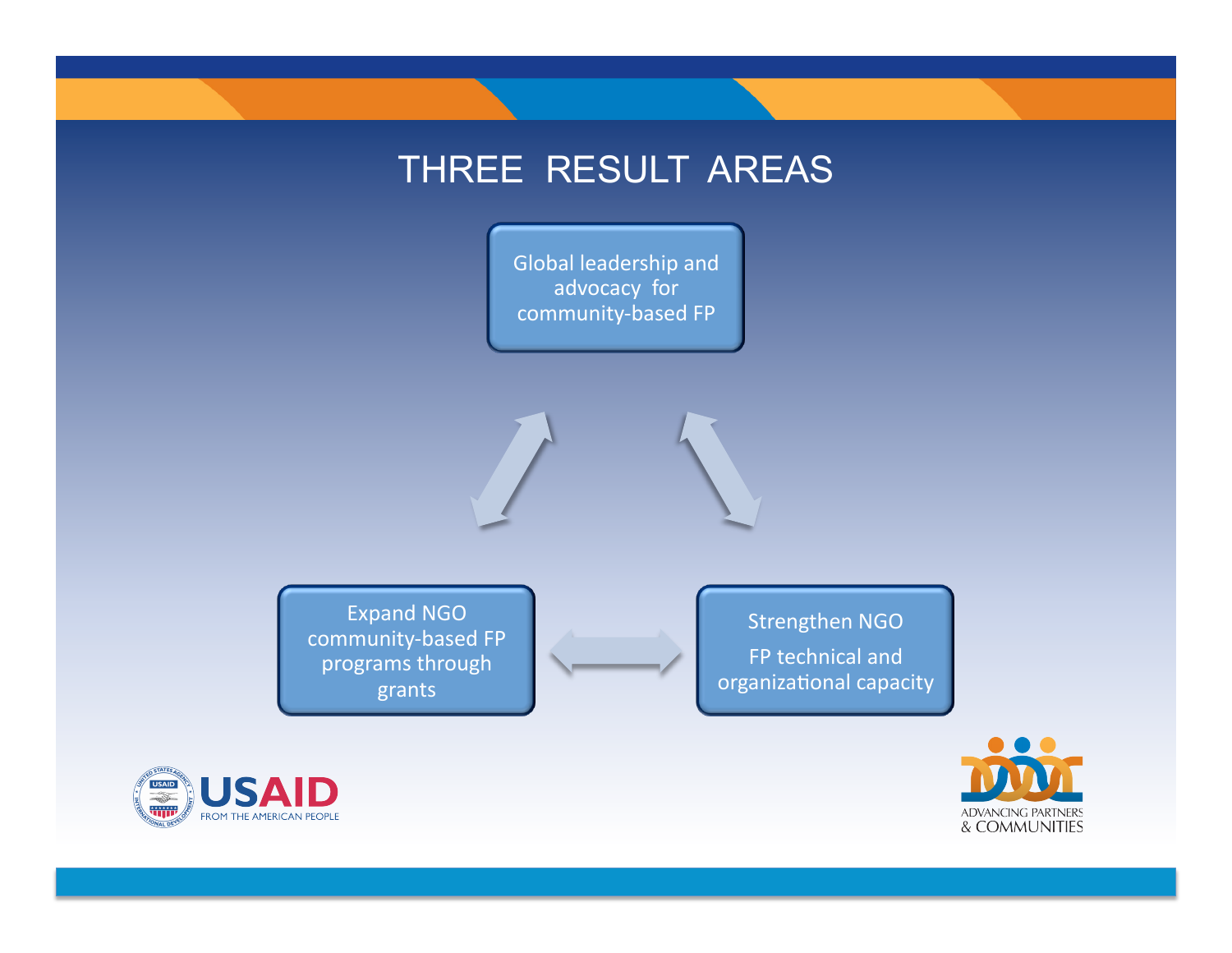# THREE RESULT AREAS

Global leadership and advocacy for community-based FP

Expand NGO community-based FP programs through grants

Strengthen NGO FP technical and organizational capacity

USAID FROM THE AMERICAN PEOPLE

ADVANCING PARTNERS & COMMUNITIES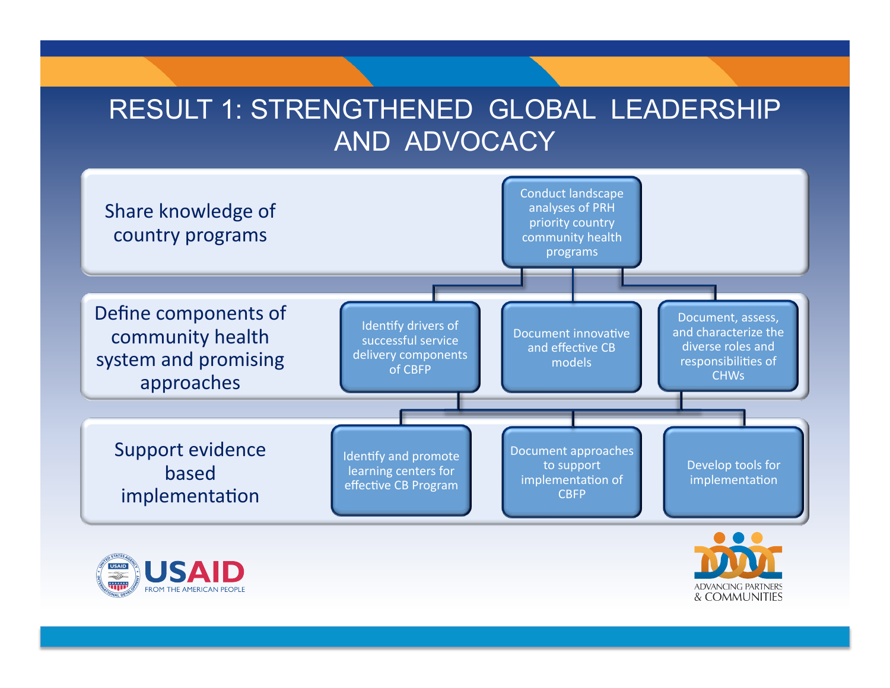# RESULT 1: STRENGTHENED GLOBAL LEADERSHIP AND ADVOCACY

## Share knowledge of country programs

- Conduct landscape analyses of PRH priority country community health programs

## Define components of community health system and promising approaches

- Identify drivers of successful service delivery components of CBFP
- Document innovative and effective CB models
- Document, assess, and characterize the diverse roles and responsibilities of CHWs

## Support evidence based implementation

- Identify and promote learning centers for effective CB Program
- Document approaches to support implementation of CBFP
- Develop tools for implementation

USAID FROM THE AMERICAN PEOPLE

ADVANCING PARTNERS & COMMUNITIES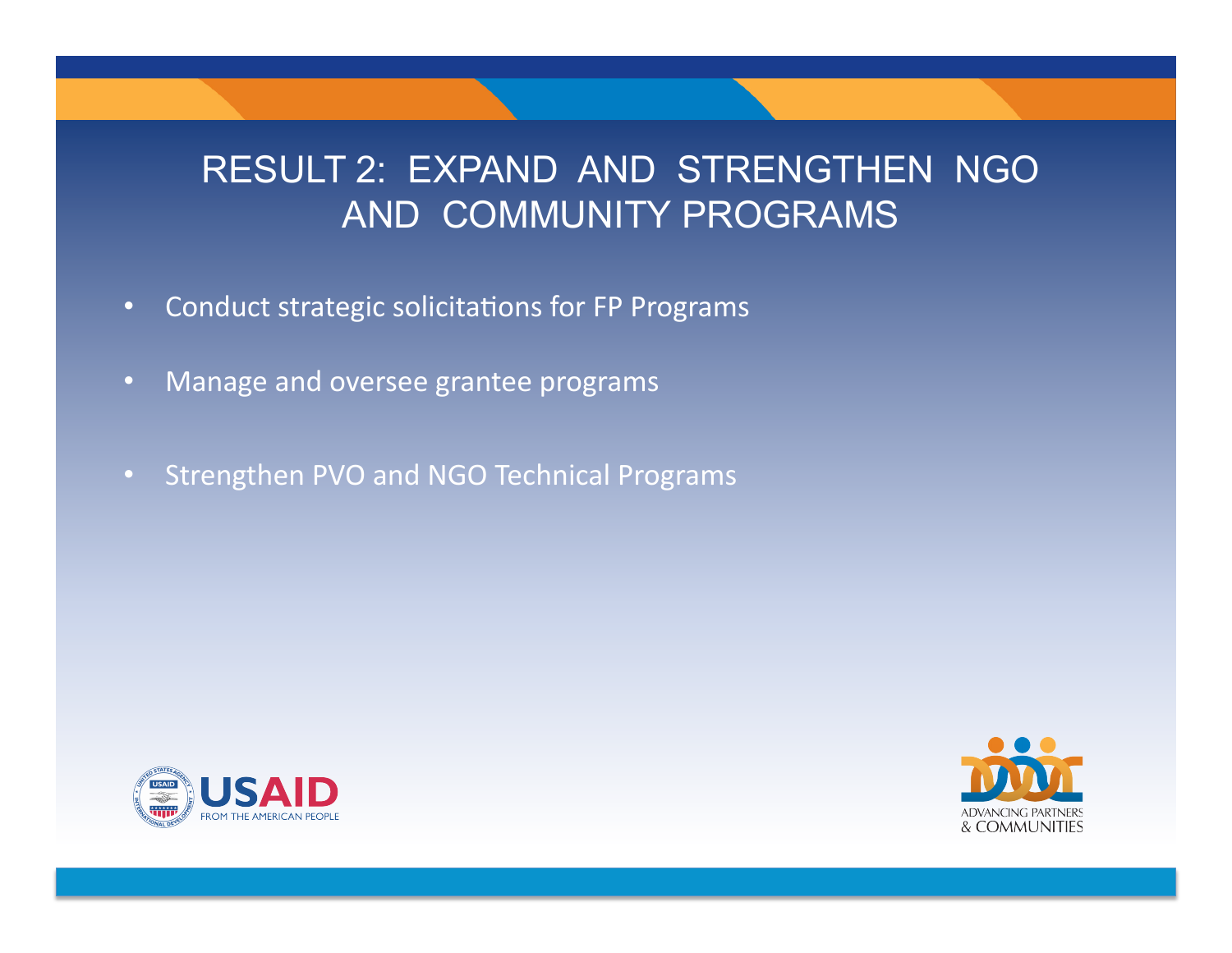# RESULT 2: EXPAND AND STRENGTHEN NGO AND COMMUNITY PROGRAMS

- Conduct strategic solicitations for FP Programs
- Manage and oversee grantee programs
- Strengthen PVO and NGO Technical Programs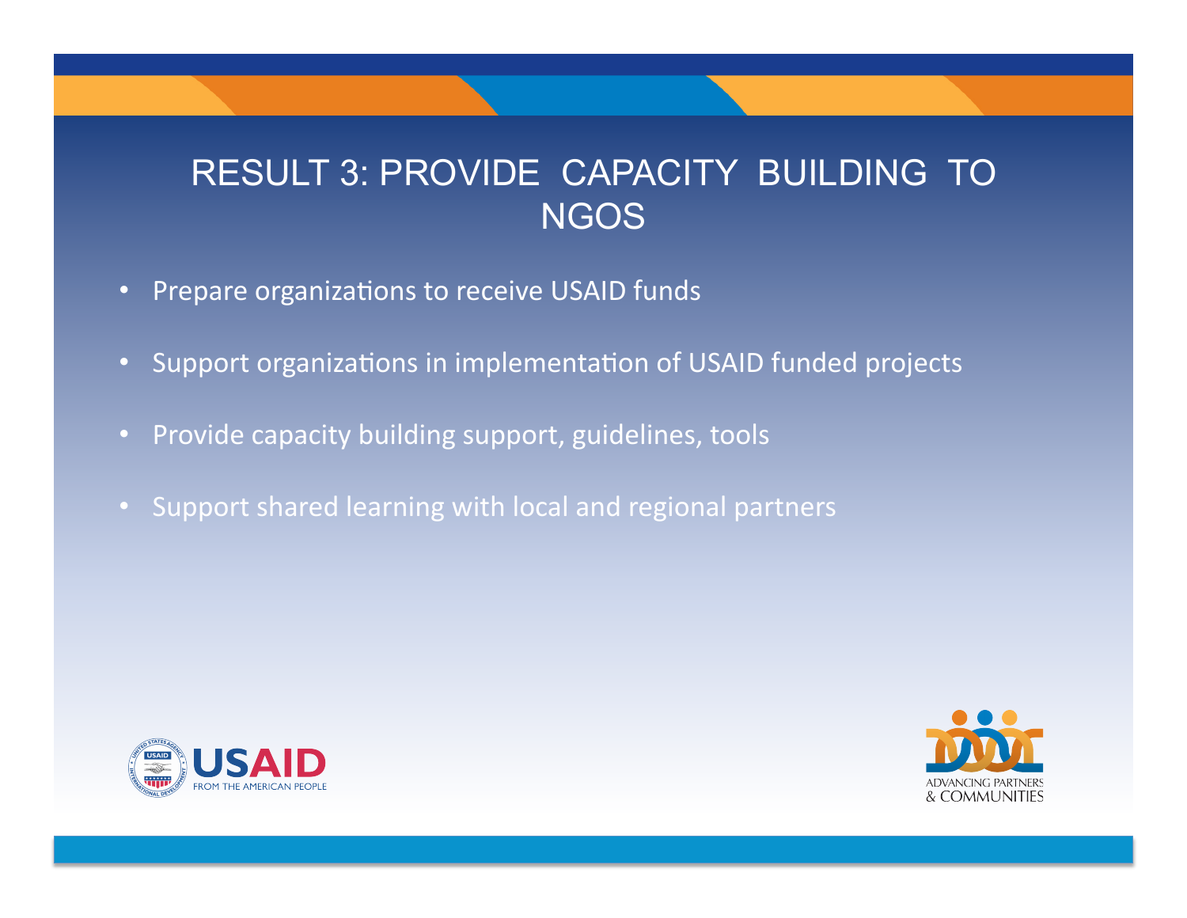# RESULT 3: PROVIDE CAPACITY BUILDING TO NGOS

- Prepare organizations to receive USAID funds
- Support organizations in implementation of USAID funded projects
- Provide capacity building support, guidelines, tools
- Support shared learning with local and regional partners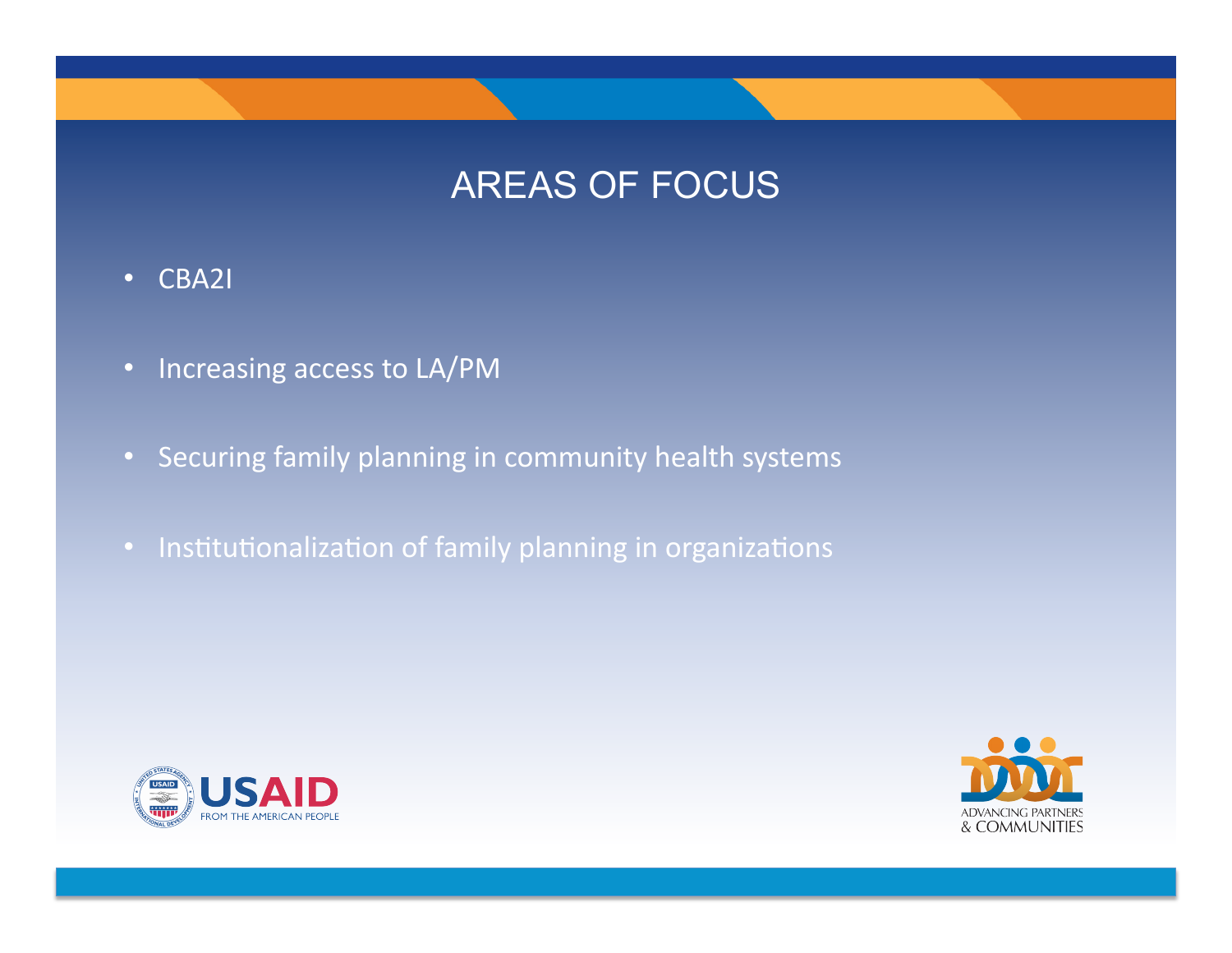# AREAS OF FOCUS

- CBA2I
- Increasing access to LA/PM
- Securing family planning in community health systems
- Institutionalization of family planning in organizations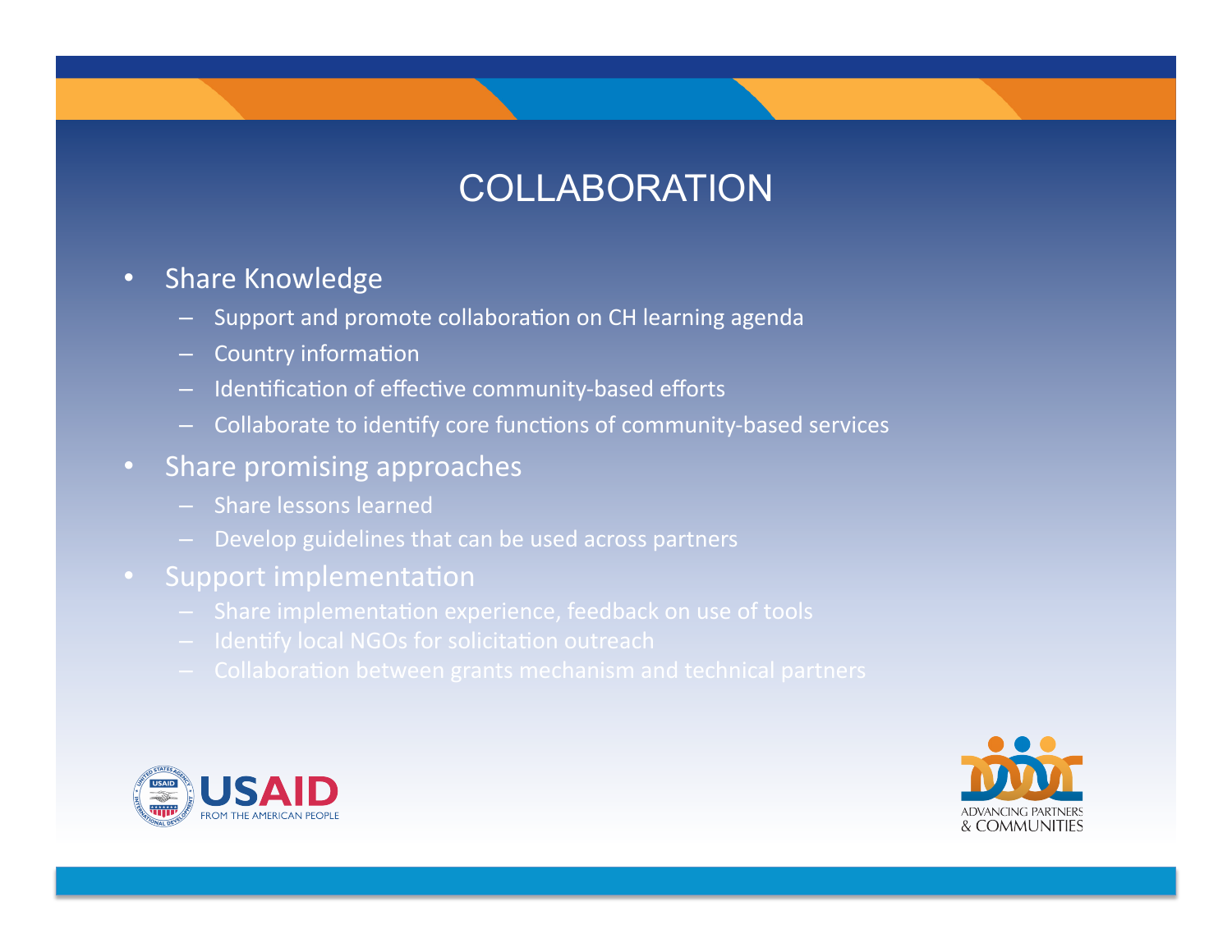# COLLABORATION

- Share Knowledge
  - Support and promote collaboration on CH learning agenda
  - Country information
  - Identification of effective community-based efforts
  - Collaborate to identify core functions of community-based services
- Share promising approaches
  - Share lessons learned
  - Develop guidelines that can be used across partners
- Support implementation
  - Share implementation experience, feedback on use of tools
  - Identify local NGOs for solicitation outreach
  - Collaboration between grants mechanism and technical partners

USAID FROM THE AMERICAN PEOPLE

ADVANCING PARTNERS & COMMUNITIES